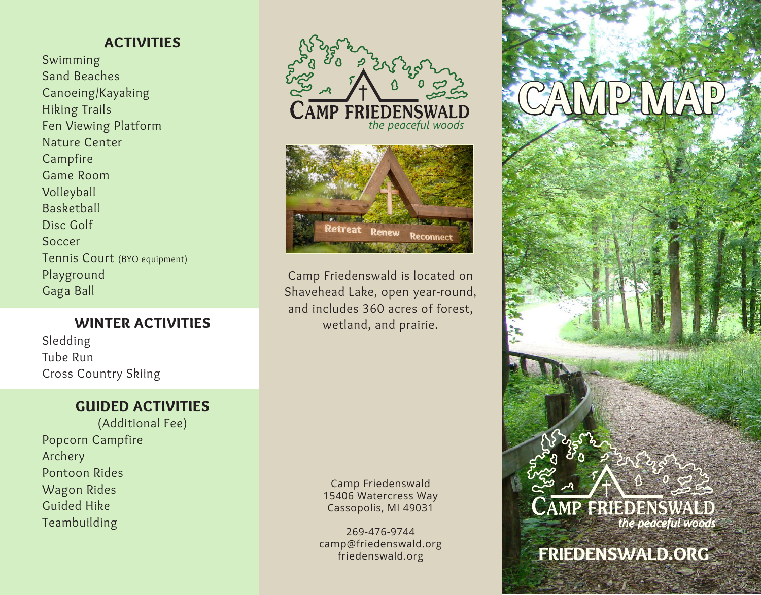## ACTIVITIES

Swimming
Sand Beaches
Canoeing/Kayaking
Hiking Trails
Fen Viewing Platform
Nature Center
Campfire
Game Room
Volleyball
Basketball
Disc Golf
Soccer
Tennis Court (BYO equipment)
Playground
Gaga Ball

## WINTER ACTIVITIES

Sledding
Tube Run
Cross Country Skiing

## GUIDED ACTIVITIES

(Additional Fee)

Popcorn Campfire
Archery
Pontoon Rides
Wagon Rides
Guided Hike
Teambuilding

# CAMP FRIEDENSWALD

*the peaceful woods*

Retreat Renew Reconnect

Camp Friedenswald is located on Shavehead Lake, open year-round, and includes 360 acres of forest, wetland, and prairie.

Camp Friedenswald
15406 Watercress Way
Cassopolis, MI 49031

269-476-9744
camp@friedenswald.org
friedenswald.org

# CAMP MAP

CAMP FRIEDENSWALD
*the peaceful woods*

**FRIEDENSWALD.ORG**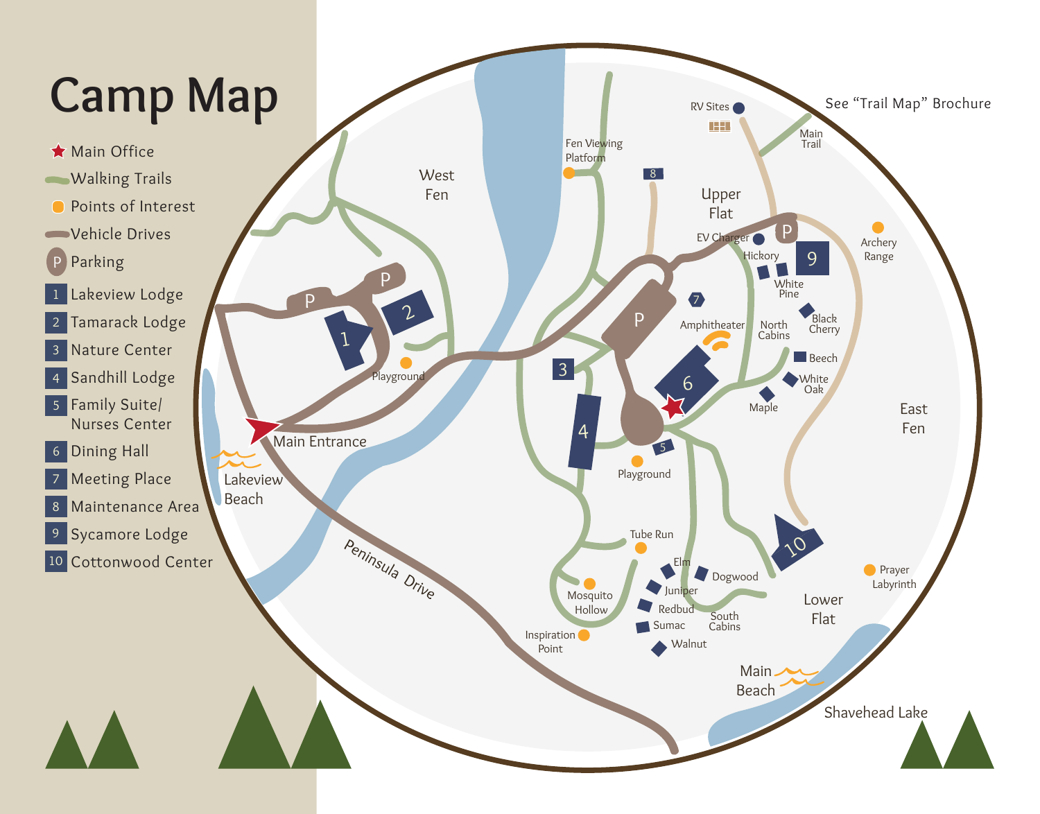# Camp Map

- Main Office
- Walking Trails
- Points of Interest
- Vehicle Drives
- P Parking

1. Lakeview Lodge
2. Tamarack Lodge
3. Nature Center
4. Sandhill Lodge
5. Family Suite/ Nurses Center
6. Dining Hall
7. Meeting Place
8. Maintenance Area
9. Sycamore Lodge
10. Cottonwood Center

See "Trail Map" Brochure

Main Trail

RV Sites

Fen Viewing Platform

West Fen

Upper Flat

EV Charger

Hickory

White Pine

Archery Range

Black Cherry

Amphitheater

North Cabins

Beech

White Oak

Maple

East Fen

Playground

Main Entrance

Lakeview Beach

Playground

Tube Run

Elm

Dogwood

Juniper

Redbud

Sumac

Walnut

South Cabins

Mosquito Hollow

Inspiration Point

Prayer Labyrinth

Lower Flat

Main Beach

Shavehead Lake

Peninsula Drive